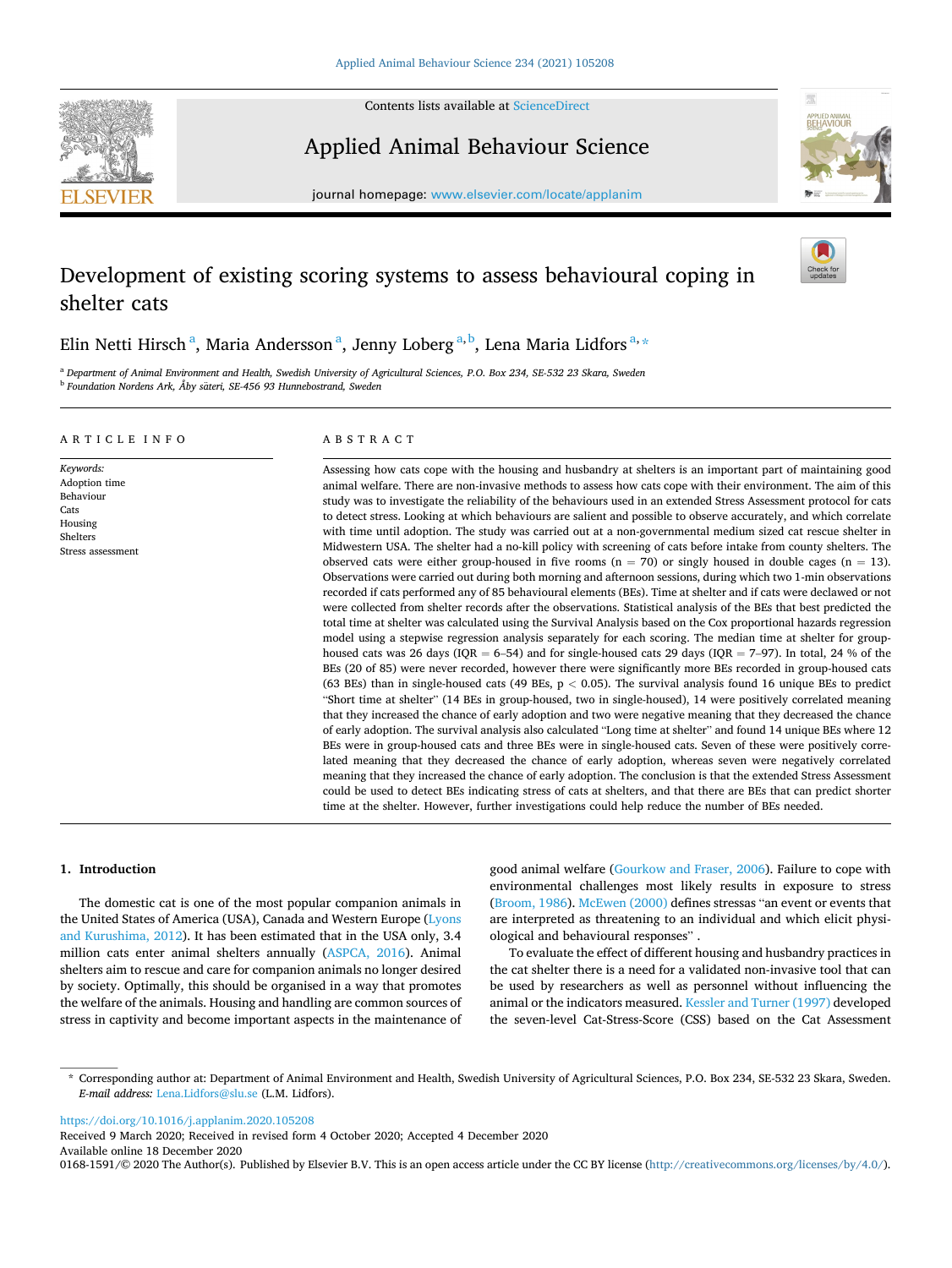# Development of existing scoring systems to assess behavioural coping in shelter cats

Elin Netti Hirsch [a], Maria Andersson [a], Jenny Loberg [a,b], Lena Maria Lidfors [a,*]

[a] Department of Animal Environment and Health, Swedish University of Agricultural Sciences, P.O. Box 234, SE-532 23 Skara, Sweden
[b] Foundation Nordens Ark, Åby säteri, SE-456 93 Hunnebostrand, Sweden

**ARTICLE INFO**

*Keywords:*
Adoption time
Behaviour
Cats
Housing
Shelters
Stress assessment

**ABSTRACT**

Assessing how cats cope with the housing and husbandry at shelters is an important part of maintaining good animal welfare. There are non-invasive methods to assess how cats cope with their environment. The aim of this study was to investigate the reliability of the behaviours used in an extended Stress Assessment protocol for cats to detect stress. Looking at which behaviours are salient and possible to observe accurately, and which correlate with time until adoption. The study was carried out at a non-governmental medium sized cat rescue shelter in Midwestern USA. The shelter had a no-kill policy with screening of cats before intake from county shelters. The observed cats were either group-housed in five rooms (n = 70) or singly housed in double cages (n = 13). Observations were carried out during both morning and afternoon sessions, during which two 1-min observations recorded if cats performed any of 85 behavioural elements (BEs). Time at shelter and if cats were declawed or not were collected from shelter records after the observations. Statistical analysis of the BEs that best predicted the total time at shelter was calculated using the Survival Analysis based on the Cox proportional hazards regression model using a stepwise regression analysis separately for each scoring. The median time at shelter for group-housed cats was 26 days (IQR = 6–54) and for single-housed cats 29 days (IQR = 7–97). In total, 24 % of the BEs (20 of 85) were never recorded, however there were significantly more BEs recorded in group-housed cats (63 BEs) than in single-housed cats (49 BEs, $p < 0.05$). The survival analysis found 16 unique BEs to predict "Short time at shelter" (14 BEs in group-housed, two in single-housed), 14 were positively correlated meaning that they increased the chance of early adoption and two were negative meaning that they decreased the chance of early adoption. The survival analysis also calculated "Long time at shelter" and found 14 unique BEs where 12 BEs were in group-housed cats and three BEs were in single-housed cats. Seven of these were positively correlated meaning that they decreased the chance of early adoption, whereas seven were negatively correlated meaning that they increased the chance of early adoption. The conclusion is that the extended Stress Assessment could be used to detect BEs indicating stress of cats at shelters, and that there are BEs that can predict shorter time at the shelter. However, further investigations could help reduce the number of BEs needed.

## 1. Introduction

The domestic cat is one of the most popular companion animals in the United States of America (USA), Canada and Western Europe (Lyons and Kurushima, 2012). It has been estimated that in the USA only, 3.4 million cats enter animal shelters annually (ASPCA, 2016). Animal shelters aim to rescue and care for companion animals no longer desired by society. Optimally, this should be organised in a way that promotes the welfare of the animals. Housing and handling are common sources of stress in captivity and become important aspects in the maintenance of good animal welfare (Gourkow and Fraser, 2006). Failure to cope with environmental challenges most likely results in exposure to stress (Broom, 1986). McEwen (2000) defines stressas "an event or events that are interpreted as threatening to an individual and which elicit physiological and behavioural responses" .

To evaluate the effect of different housing and husbandry practices in the cat shelter there is a need for a validated non-invasive tool that can be used by researchers as well as personnel without influencing the animal or the indicators measured. Kessler and Turner (1997) developed the seven-level Cat-Stress-Score (CSS) based on the Cat Assessment

\* Corresponding author at: Department of Animal Environment and Health, Swedish University of Agricultural Sciences, P.O. Box 234, SE-532 23 Skara, Sweden.
*E-mail address:* Lena.Lidfors@slu.se (L.M. Lidfors).

https://doi.org/10.1016/j.applanim.2020.105208
Received 9 March 2020; Received in revised form 4 October 2020; Accepted 4 December 2020
Available online 18 December 2020
0168-1591/© 2020 The Author(s). Published by Elsevier B.V. This is an open access article under the CC BY license (http://creativecommons.org/licenses/by/4.0/).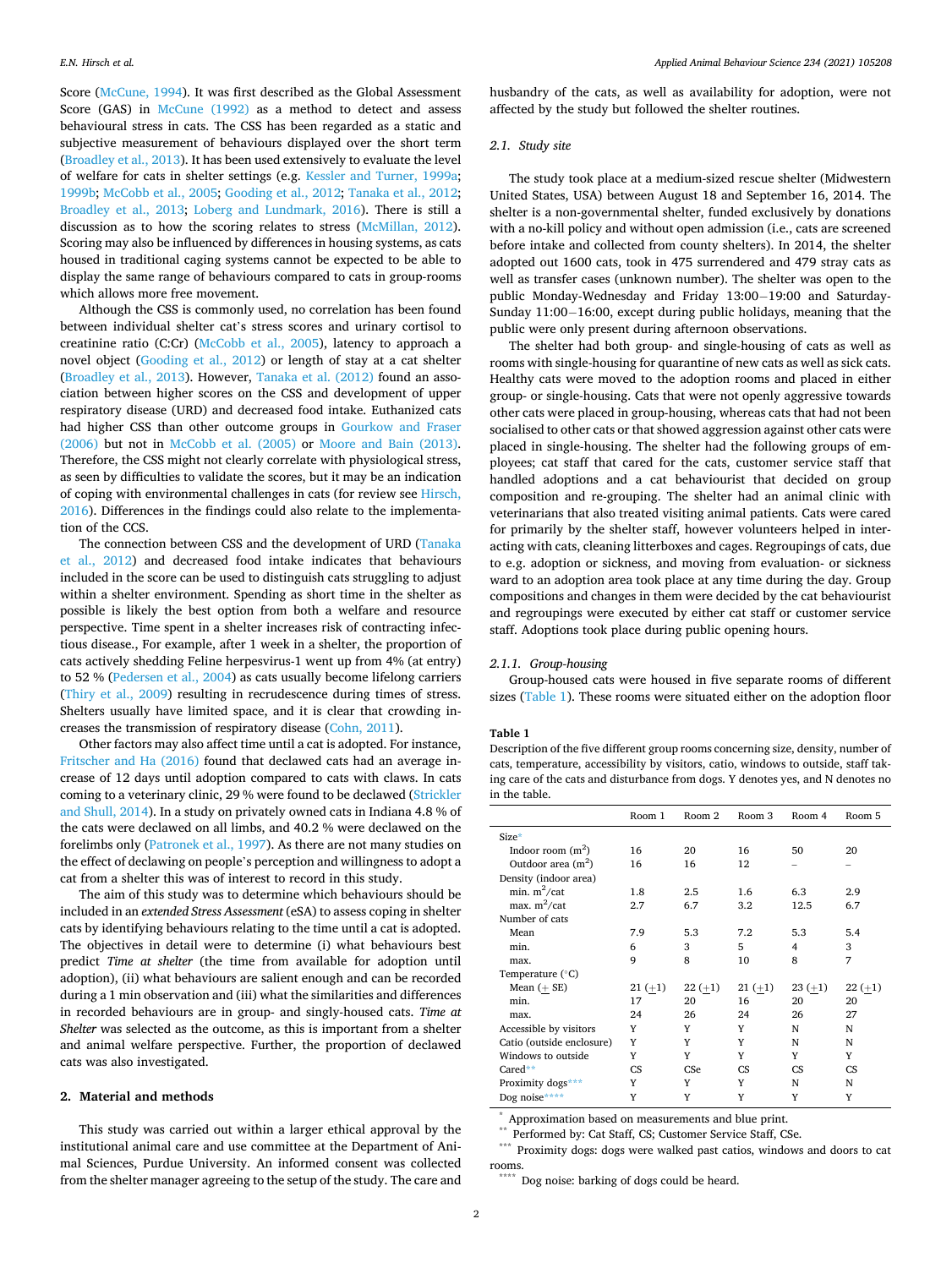Score (McCune, 1994). It was first described as the Global Assessment Score (GAS) in McCune (1992) as a method to detect and assess behavioural stress in cats. The CSS has been regarded as a static and subjective measurement of behaviours displayed over the short term (Broadley et al., 2013). It has been used extensively to evaluate the level of welfare for cats in shelter settings (e.g. Kessler and Turner, 1999a; 1999b; McCobb et al., 2005; Gooding et al., 2012; Tanaka et al., 2012; Broadley et al., 2013; Loberg and Lundmark, 2016). There is still a discussion as to how the scoring relates to stress (McMillan, 2012). Scoring may also be influenced by differences in housing systems, as cats housed in traditional caging systems cannot be expected to be able to display the same range of behaviours compared to cats in group-rooms which allows more free movement.

Although the CSS is commonly used, no correlation has been found between individual shelter cat's stress scores and urinary cortisol to creatinine ratio (C:Cr) (McCobb et al., 2005), latency to approach a novel object (Gooding et al., 2012) or length of stay at a cat shelter (Broadley et al., 2013). However, Tanaka et al. (2012) found an association between higher scores on the CSS and development of upper respiratory disease (URD) and decreased food intake. Euthanized cats had higher CSS than other outcome groups in Gourkow and Fraser (2006) but not in McCobb et al. (2005) or Moore and Bain (2013). Therefore, the CSS might not clearly correlate with physiological stress, as seen by difficulties to validate the scores, but it may be an indication of coping with environmental challenges in cats (for review see Hirsch, 2016). Differences in the findings could also relate to the implementation of the CCS.

The connection between CSS and the development of URD (Tanaka et al., 2012) and decreased food intake indicates that behaviours included in the score can be used to distinguish cats struggling to adjust within a shelter environment. Spending as short time in the shelter as possible is likely the best option from both a welfare and resource perspective. Time spent in a shelter increases risk of contracting infectious disease., For example, after 1 week in a shelter, the proportion of cats actively shedding Feline herpesvirus-1 went up from 4% (at entry) to 52 % (Pedersen et al., 2004) as cats usually become lifelong carriers (Thiry et al., 2009) resulting in recrudescence during times of stress. Shelters usually have limited space, and it is clear that crowding increases the transmission of respiratory disease (Cohn, 2011).

Other factors may also affect time until a cat is adopted. For instance, Fritscher and Ha (2016) found that declawed cats had an average increase of 12 days until adoption compared to cats with claws. In cats coming to a veterinary clinic, 29 % were found to be declawed (Strickler and Shull, 2014). In a study on privately owned cats in Indiana 4.8 % of the cats were declawed on all limbs, and 40.2 % were declawed on the forelimbs only (Patronek et al., 1997). As there are not many studies on the effect of declawing on people's perception and willingness to adopt a cat from a shelter this was of interest to record in this study.

The aim of this study was to determine which behaviours should be included in an *extended Stress Assessment* (eSA) to assess coping in shelter cats by identifying behaviours relating to the time until a cat is adopted. The objectives in detail were to determine (i) what behaviours best predict *Time at shelter* (the time from available for adoption until adoption), (ii) what behaviours are salient enough and can be recorded during a 1 min observation and (iii) what the similarities and differences in recorded behaviours are in group- and singly-housed cats. *Time at Shelter* was selected as the outcome, as this is important from a shelter and animal welfare perspective. Further, the proportion of declawed cats was also investigated.

## 2. Material and methods

This study was carried out within a larger ethical approval by the institutional animal care and use committee at the Department of Animal Sciences, Purdue University. An informed consent was collected from the shelter manager agreeing to the setup of the study. The care and husbandry of the cats, as well as availability for adoption, were not affected by the study but followed the shelter routines.

### 2.1. Study site

The study took place at a medium-sized rescue shelter (Midwestern United States, USA) between August 18 and September 16, 2014. The shelter is a non-governmental shelter, funded exclusively by donations with a no-kill policy and without open admission (i.e., cats are screened before intake and collected from county shelters). In 2014, the shelter adopted out 1600 cats, took in 475 surrendered and 479 stray cats as well as transfer cases (unknown number). The shelter was open to the public Monday-Wednesday and Friday 13:00−19:00 and Saturday-Sunday 11:00−16:00, except during public holidays, meaning that the public were only present during afternoon observations.

The shelter had both group- and single-housing of cats as well as rooms with single-housing for quarantine of new cats as well as sick cats. Healthy cats were moved to the adoption rooms and placed in either group- or single-housing. Cats that were not openly aggressive towards other cats were placed in group-housing, whereas cats that had not been socialised to other cats or that showed aggression against other cats were placed in single-housing. The shelter had the following groups of employees; cat staff that cared for the cats, customer service staff that handled adoptions and a cat behaviourist that decided on group composition and re-grouping. The shelter had an animal clinic with veterinarians that also treated visiting animal patients. Cats were cared for primarily by the shelter staff, however volunteers helped in interacting with cats, cleaning litterboxes and cages. Regroupings of cats, due to e.g. adoption or sickness, and moving from evaluation- or sickness ward to an adoption area took place at any time during the day. Group compositions and changes in them were decided by the cat behaviourist and regroupings were executed by either cat staff or customer service staff. Adoptions took place during public opening hours.

#### 2.1.1. Group-housing

Group-housed cats were housed in five separate rooms of different sizes (Table 1). These rooms were situated either on the adoption floor

**Table 1**
Description of the five different group rooms concerning size, density, number of cats, temperature, accessibility by visitors, catio, windows to outside, staff taking care of the cats and disturbance from dogs. Y denotes yes, and N denotes no in the table.

| | Room 1 | Room 2 | Room 3 | Room 4 | Room 5 |
|---|---|---|---|---|---|
| Size* | | | | | |
| Indoor room ($m^2$) | 16 | 20 | 16 | 50 | 20 |
| Outdoor area ($m^2$) | 16 | 16 | 12 | – | – |
| Density (indoor area) | | | | | |
| min. $m^2$/cat | 1.8 | 2.5 | 1.6 | 6.3 | 2.9 |
| max. $m^2$/cat | 2.7 | 6.7 | 3.2 | 12.5 | 6.7 |
| Number of cats | | | | | |
| Mean | 7.9 | 5.3 | 7.2 | 5.3 | 5.4 |
| min. | 6 | 3 | 5 | 4 | 3 |
| max. | 9 | 8 | 10 | 8 | 7 |
| Temperature (°C) | | | | | |
| Mean (± SE) | 21 (±1) | 22 (±1) | 21 (±1) | 23 (±1) | 22 (±1) |
| min. | 17 | 20 | 16 | 20 | 20 |
| max. | 24 | 26 | 24 | 26 | 27 |
| Accessible by visitors | Y | Y | Y | N | N |
| Catio (outside enclosure) | Y | Y | Y | N | N |
| Windows to outside | Y | Y | Y | Y | Y |
| Cared** | CS | CSe | CS | CS | CS |
| Proximity dogs*** | Y | Y | Y | N | N |
| Dog noise**** | Y | Y | Y | Y | Y |

\* Approximation based on measurements and blue print.
\*\* Performed by: Cat Staff, CS; Customer Service Staff, CSe.
\*\*\* Proximity dogs: dogs were walked past catios, windows and doors to cat rooms.
\*\*\*\* Dog noise: barking of dogs could be heard.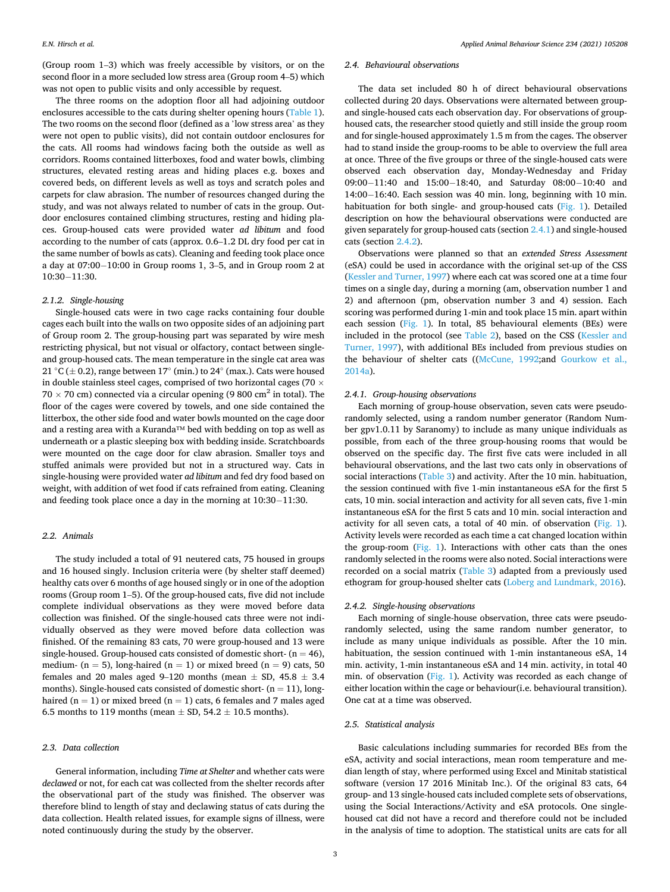(Group room 1–3) which was freely accessible by visitors, or on the second floor in a more secluded low stress area (Group room 4–5) which was not open to public visits and only accessible by request.

The three rooms on the adoption floor all had adjoining outdoor enclosures accessible to the cats during shelter opening hours (Table 1). The two rooms on the second floor (defined as a 'low stress area' as they were not open to public visits), did not contain outdoor enclosures for the cats. All rooms had windows facing both the outside as well as corridors. Rooms contained litterboxes, food and water bowls, climbing structures, elevated resting areas and hiding places e.g. boxes and covered beds, on different levels as well as toys and scratch poles and carpets for claw abrasion. The number of resources changed during the study, and was not always related to number of cats in the group. Outdoor enclosures contained climbing structures, resting and hiding places. Group-housed cats were provided water *ad libitum* and food according to the number of cats (approx. 0.6–1.2 DL dry food per cat in the same number of bowls as cats). Cleaning and feeding took place once a day at 07:00−10:00 in Group rooms 1, 3–5, and in Group room 2 at 10:30−11:30.

### 2.1.2. Single-housing

Single-housed cats were in two cage racks containing four double cages each built into the walls on two opposite sides of an adjoining part of Group room 2. The group-housing part was separated by wire mesh restricting physical, but not visual or olfactory, contact between single- and group-housed cats. The mean temperature in the single cat area was 21 °C (± 0.2), range between 17° (min.) to 24° (max.). Cats were housed in double stainless steel cages, comprised of two horizontal cages (70 × 70 × 70 cm) connected via a circular opening (9 800 $cm^2$ in total). The floor of the cages were covered by towels, and one side contained the litterbox, the other side food and water bowls mounted on the cage door and a resting area with a Kuranda™ bed with bedding on top as well as underneath or a plastic sleeping box with bedding inside. Scratchboards were mounted on the cage door for claw abrasion. Smaller toys and stuffed animals were provided but not in a structured way. Cats in single-housing were provided water *ad libitum* and fed dry food based on weight, with addition of wet food if cats refrained from eating. Cleaning and feeding took place once a day in the morning at 10:30−11:30.

## 2.2. Animals

The study included a total of 91 neutered cats, 75 housed in groups and 16 housed singly. Inclusion criteria were (by shelter staff deemed) healthy cats over 6 months of age housed singly or in one of the adoption rooms (Group room 1–5). Of the group-housed cats, five did not include complete individual observations as they were moved before data collection was finished. Of the single-housed cats three were not individually observed as they were moved before data collection was finished. Of the remaining 83 cats, 70 were group-housed and 13 were single-housed. Group-housed cats consisted of domestic short- (n = 46), medium- (n = 5), long-haired (n = 1) or mixed breed (n = 9) cats, 50 females and 20 males aged 9–120 months (mean ± SD, 45.8 ± 3.4 months). Single-housed cats consisted of domestic short- (n = 11), long-haired (n = 1) or mixed breed (n = 1) cats, 6 females and 7 males aged 6.5 months to 119 months (mean ± SD, 54.2 ± 10.5 months).

## 2.3. Data collection

General information, including *Time at Shelter* and whether cats were *declawed* or not, for each cat was collected from the shelter records after the observational part of the study was finished. The observer was therefore blind to length of stay and declawing status of cats during the data collection. Health related issues, for example signs of illness, were noted continuously during the study by the observer.

## 2.4. Behavioural observations

The data set included 80 h of direct behavioural observations collected during 20 days. Observations were alternated between group- and single-housed cats each observation day. For observations of group-housed cats, the researcher stood quietly and still inside the group room and for single-housed approximately 1.5 m from the cages. The observer had to stand inside the group-rooms to be able to overview the full area at once. Three of the five groups or three of the single-housed cats were observed each observation day, Monday-Wednesday and Friday 09:00−11:40 and 15:00−18:40, and Saturday 08:00−10:40 and 14:00−16:40. Each session was 40 min. long, beginning with 10 min. habituation for both single- and group-housed cats (Fig. 1). Detailed description on how the behavioural observations were conducted are given separately for group-housed cats (section 2.4.1) and single-housed cats (section 2.4.2).

Observations were planned so that an *extended Stress Assessment* (eSA) could be used in accordance with the original set-up of the CSS (Kessler and Turner, 1997) where each cat was scored one at a time four times on a single day, during a morning (am, observation number 1 and 2) and afternoon (pm, observation number 3 and 4) session. Each scoring was performed during 1-min and took place 15 min. apart within each session (Fig. 1). In total, 85 behavioural elements (BEs) were included in the protocol (see Table 2), based on the CSS (Kessler and Turner, 1997), with additional BEs included from previous studies on the behaviour of shelter cats ((McCune, 1992;and Gourkow et al., 2014a).

### 2.4.1. Group-housing observations

Each morning of group-house observation, seven cats were pseudo-randomly selected, using a random number generator (Random Number gpv1.0.11 by Saranomy) to include as many unique individuals as possible, from each of the three group-housing rooms that would be observed on the specific day. The first five cats were included in all behavioural observations, and the last two cats only in observations of social interactions (Table 3) and activity. After the 10 min. habituation, the session continued with five 1-min instantaneous eSA for the first 5 cats, 10 min. social interaction and activity for all seven cats, five 1-min instantaneous eSA for the first 5 cats and 10 min. social interaction and activity for all seven cats, a total of 40 min. of observation (Fig. 1). Activity levels were recorded as each time a cat changed location within the group-room (Fig. 1). Interactions with other cats than the ones randomly selected in the rooms were also noted. Social interactions were recorded on a social matrix (Table 3) adapted from a previously used ethogram for group-housed shelter cats (Loberg and Lundmark, 2016).

### 2.4.2. Single-housing observations

Each morning of single-house observation, three cats were pseudo-randomly selected, using the same random number generator, to include as many unique individuals as possible. After the 10 min. habituation, the session continued with 1-min instantaneous eSA, 14 min. activity, 1-min instantaneous eSA and 14 min. activity, in total 40 min. of observation (Fig. 1). Activity was recorded as each change of either location within the cage or behaviour(i.e. behavioural transition). One cat at a time was observed.

## 2.5. Statistical analysis

Basic calculations including summaries for recorded BEs from the eSA, activity and social interactions, mean room temperature and median length of stay, where performed using Excel and Minitab statistical software (version 17 2016 Minitab Inc.). Of the original 83 cats, 64 group- and 13 single-housed cats included complete sets of observations, using the Social Interactions/Activity and eSA protocols. One single-housed cat did not have a record and therefore could not be included in the analysis of time to adoption. The statistical units are cats for all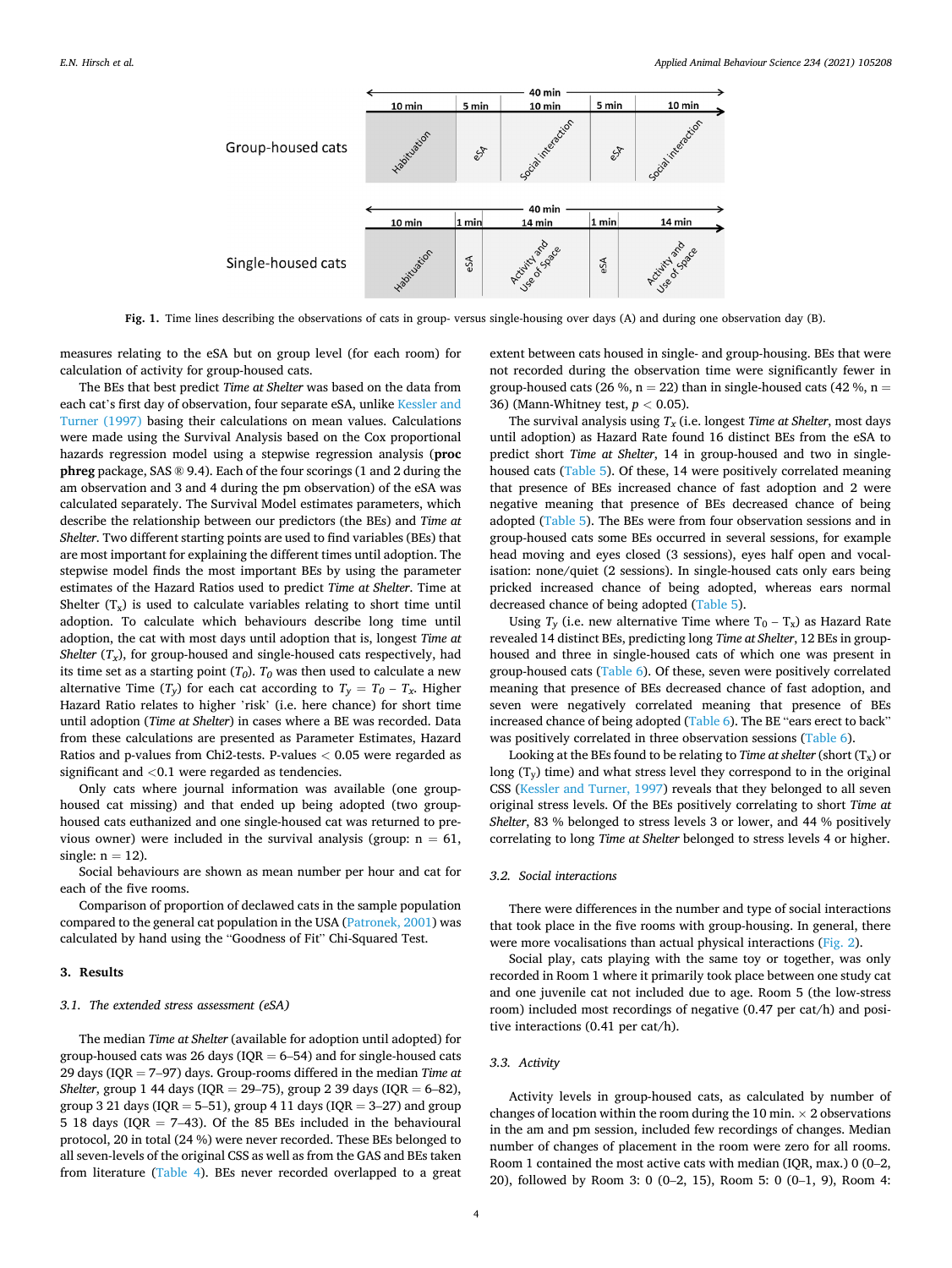Fig. 1. Time lines describing the observations of cats in group- versus single-housing over days (A) and during one observation day (B).

measures relating to the eSA but on group level (for each room) for calculation of activity for group-housed cats.

The BEs that best predict *Time at Shelter* was based on the data from each cat's first day of observation, four separate eSA, unlike Kessler and Turner (1997) basing their calculations on mean values. Calculations were made using the Survival Analysis based on the Cox proportional hazards regression model using a stepwise regression analysis (**proc phreg** package, SAS ® 9.4). Each of the four scorings (1 and 2 during the am observation and 3 and 4 during the pm observation) of the eSA was calculated separately. The Survival Model estimates parameters, which describe the relationship between our predictors (the BEs) and *Time at Shelter*. Two different starting points are used to find variables (BEs) that are most important for explaining the different times until adoption. The stepwise model finds the most important BEs by using the parameter estimates of the Hazard Ratios used to predict *Time at Shelter*. Time at Shelter ($T_x$) is used to calculate variables relating to short time until adoption. To calculate which behaviours describe long time until adoption, the cat with most days until adoption that is, longest *Time at Shelter* ($T_x$), for group-housed and single-housed cats respectively, had its time set as a starting point ($T_0$). $T_0$ was then used to calculate a new alternative Time ($T_y$) for each cat according to $T_y = T_0 - T_x$. Higher Hazard Ratio relates to higher 'risk' (i.e. here chance) for short time until adoption (*Time at Shelter*) in cases where a BE was recorded. Data from these calculations are presented as Parameter Estimates, Hazard Ratios and p-values from Chi2-tests. P-values < 0.05 were regarded as significant and <0.1 were regarded as tendencies.

Only cats where journal information was available (one group-housed cat missing) and that ended up being adopted (two group-housed cats euthanized and one single-housed cat was returned to previous owner) were included in the survival analysis (group: n = 61, single: n = 12).

Social behaviours are shown as mean number per hour and cat for each of the five rooms.

Comparison of proportion of declawed cats in the sample population compared to the general cat population in the USA (Patronek, 2001) was calculated by hand using the "Goodness of Fit" Chi-Squared Test.

## 3. Results

### 3.1. The extended stress assessment (eSA)

The median *Time at Shelter* (available for adoption until adopted) for group-housed cats was 26 days (IQR = 6–54) and for single-housed cats 29 days (IQR = 7–97) days. Group-rooms differed in the median *Time at Shelter*, group 1 44 days (IQR = 29–75), group 2 39 days (IQR = 6–82), group 3 21 days (IQR = 5–51), group 4 11 days (IQR = 3–27) and group 5 18 days (IQR = 7–43). Of the 85 BEs included in the behavioural protocol, 20 in total (24 %) were never recorded. These BEs belonged to all seven-levels of the original CSS as well as from the GAS and BEs taken from literature (Table 4). BEs never recorded overlapped to a great extent between cats housed in single- and group-housing. BEs that were not recorded during the observation time were significantly fewer in group-housed cats (26 %, n = 22) than in single-housed cats (42 %, n = 36) (Mann-Whitney test, $p < 0.05$).

The survival analysis using $T_x$ (i.e. longest *Time at Shelter*, most days until adoption) as Hazard Rate found 16 distinct BEs from the eSA to predict short *Time at Shelter*, 14 in group-housed and two in single-housed cats (Table 5). Of these, 14 were positively correlated meaning that presence of BEs increased chance of fast adoption and 2 were negative meaning that presence of BEs decreased chance of being adopted (Table 5). The BEs were from four observation sessions and in group-housed cats some BEs occurred in several sessions, for example head moving and eyes closed (3 sessions), eyes half open and vocalisation: none/quiet (2 sessions). In single-housed cats only ears being pricked increased chance of being adopted, whereas ears normal decreased chance of being adopted (Table 5).

Using $T_y$ (i.e. new alternative Time where $T_0 - T_x$) as Hazard Rate revealed 14 distinct BEs, predicting long *Time at Shelter*, 12 BEs in group-housed and three in single-housed cats of which one was present in group-housed cats (Table 6). Of these, seven were positively correlated meaning that presence of BEs decreased chance of fast adoption, and seven were negatively correlated meaning that presence of BEs increased chance of being adopted (Table 6). The BE "ears erect to back" was positively correlated in three observation sessions (Table 6).

Looking at the BEs found to be relating to *Time at shelter* (short ($T_x$) or long ($T_y$) time) and what stress level they correspond to in the original CSS (Kessler and Turner, 1997) reveals that they belonged to all seven original stress levels. Of the BEs positively correlating to short *Time at Shelter*, 83 % belonged to stress levels 3 or lower, and 44 % positively correlating to long *Time at Shelter* belonged to stress levels 4 or higher.

### 3.2. Social interactions

There were differences in the number and type of social interactions that took place in the five rooms with group-housing. In general, there were more vocalisations than actual physical interactions (Fig. 2).

Social play, cats playing with the same toy or together, was only recorded in Room 1 where it primarily took place between one study cat and one juvenile cat not included due to age. Room 5 (the low-stress room) included most recordings of negative (0.47 per cat/h) and positive interactions (0.41 per cat/h).

### 3.3. Activity

Activity levels in group-housed cats, as calculated by number of changes of location within the room during the 10 min. × 2 observations in the am and pm session, included few recordings of changes. Median number of changes of placement in the room were zero for all rooms. Room 1 contained the most active cats with median (IQR, max.) 0 (0–2, 20), followed by Room 3: 0 (0–2, 15), Room 5: 0 (0–1, 9), Room 4: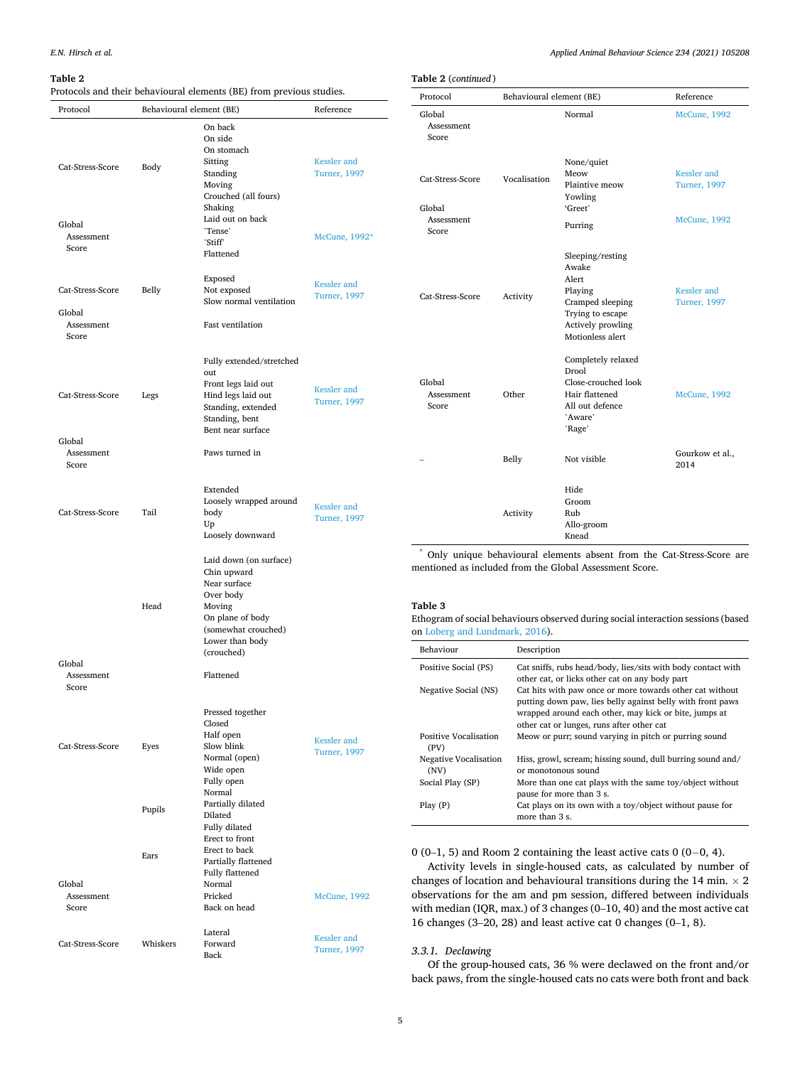**Table 2**
Protocols and their behavioural elements (BE) from previous studies.

| Protocol | Behavioural element (BE) | | Reference |
|---|---|---|---|
| Cat-Stress-Score | Body | On back<br>On side<br>On stomach<br>Sitting<br>Standing<br>Moving<br>Crouched (all fours)<br>Shaking | Kessler and Turner, 1997 |
| Global Assessment Score | | Laid out on back<br>`Tense`<br>`Stiff`<br>Flattened | McCune, 1992* |
| Cat-Stress-Score | Belly | Exposed<br>Not exposed<br>Slow normal ventilation | Kessler and Turner, 1997 |
| Global Assessment Score | | Fast ventilation | |
| Cat-Stress-Score | Legs | Fully extended/stretched out<br>Front legs laid out<br>Hind legs laid out<br>Standing, extended<br>Standing, bent<br>Bent near surface | Kessler and Turner, 1997 |
| Global Assessment Score | | Paws turned in | |
| Cat-Stress-Score | Tail | Extended<br>Loosely wrapped around body<br>Up<br>Loosely downward | Kessler and Turner, 1997 |
| | Head | Laid down (on surface)<br>Chin upward<br>Near surface<br>Over body<br>Moving<br>On plane of body (somewhat crouched)<br>Lower than body (crouched) | |
| Global Assessment Score | | Flattened | |
| Cat-Stress-Score | Eyes | Pressed together<br>Closed<br>Half open<br>Slow blink<br>Normal (open)<br>Wide open<br>Fully open | Kessler and Turner, 1997 |
| | Pupils | Normal<br>Partially dilated<br>Dilated<br>Fully dilated | |
| | Ears | Erect to front<br>Erect to back<br>Partially flattened<br>Fully flattened | |
| Global Assessment Score | | Normal<br>Pricked<br>Back on head | McCune, 1992 |
| Cat-Stress-Score | Whiskers | Lateral<br>Forward<br>Back | Kessler and Turner, 1997 |
| Global Assessment Score | | Normal | McCune, 1992 |
| Cat-Stress-Score | Vocalisation | None/quiet<br>Meow<br>Plaintive meow<br>Yowling | Kessler and Turner, 1997 |
| Global Assessment Score | | `Greet`<br>Purring | McCune, 1992 |
| Cat-Stress-Score | Activity | Sleeping/resting<br>Awake<br>Alert<br>Playing<br>Cramped sleeping<br>Trying to escape<br>Actively prowling<br>Motionless alert | Kessler and Turner, 1997 |
| Global Assessment Score | Other | Completely relaxed<br>Drool<br>Close-crouched look<br>Hair flattened<br>All out defence<br>`Aware`<br>`Rage` | McCune, 1992 |
| – | Belly | Not visible | Gourkow et al., 2014 |
| | Activity | Hide<br>Groom<br>Rub<br>Allo-groom<br>Knead | |

* Only unique behavioural elements absent from the Cat-Stress-Score are mentioned as included from the Global Assessment Score.

**Table 3**
Ethogram of social behaviours observed during social interaction sessions (based on Loberg and Lundmark, 2016).

| Behaviour | Description |
|---|---|
| Positive Social (PS) | Cat sniffs, rubs head/body, lies/sits with body contact with other cat, or licks other cat on any body part |
| Negative Social (NS) | Cat hits with paw once or more towards other cat without putting down paw, lies belly against belly with front paws wrapped around each other, may kick or bite, jumps at other cat or lunges, runs after other cat |
| Positive Vocalisation (PV) | Meow or purr; sound varying in pitch or purring sound |
| Negative Vocalisation (NV) | Hiss, growl, scream; hissing sound, dull burring sound and/or monotonous sound |
| Social Play (SP) | More than one cat plays with the same toy/object without pause for more than 3 s. |
| Play (P) | Cat plays on its own with a toy/object without pause for more than 3 s. |

0 (0–1, 5) and Room 2 containing the least active cats 0 (0–0, 4).

Activity levels in single-housed cats, as calculated by number of changes of location and behavioural transitions during the 14 min. × 2 observations for the am and pm session, differed between individuals with median (IQR, max.) of 3 changes (0–10, 40) and the most active cat 16 changes (3–20, 28) and least active cat 0 changes (0–1, 8).

### 3.3.1. Declawing

Of the group-housed cats, 36 % were declawed on the front and/or back paws, from the single-housed cats no cats were both front and back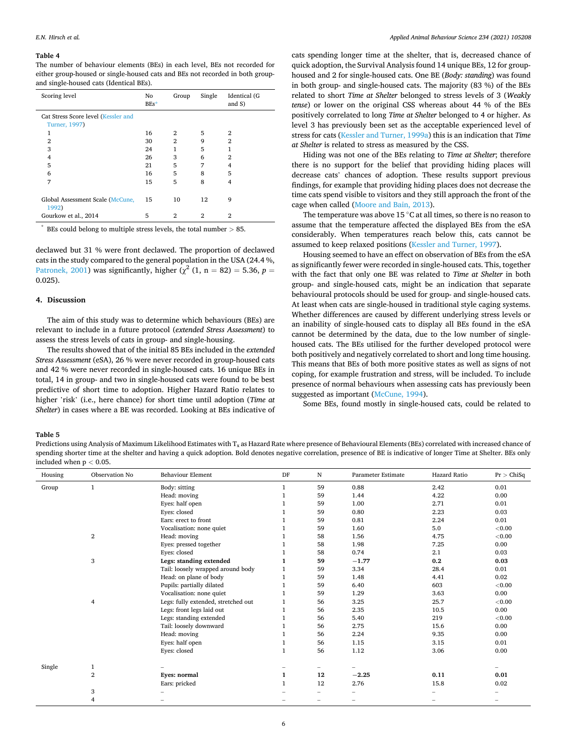**Table 4**
The number of behaviour elements (BEs) in each level, BEs not recorded for either group-housed or single-housed cats and BEs not recorded in both group- and single-housed cats (Identical BEs).

| Scoring level | No BEs* | Group | Single | Identical (G and S) |
|---|---|---|---|---|
| Cat Stress Score level (Kessler and Turner, 1997) | | | | |
| 1 | 16 | 2 | 5 | 2 |
| 2 | 30 | 2 | 9 | 2 |
| 3 | 24 | 1 | 5 | 1 |
| 4 | 26 | 3 | 6 | 2 |
| 5 | 21 | 5 | 7 | 4 |
| 6 | 16 | 5 | 8 | 5 |
| 7 | 15 | 5 | 8 | 4 |
| Global Assessment Scale (McCune, 1992) | 15 | 10 | 12 | 9 |
| Gourkow et al., 2014 | 5 | 2 | 2 | 2 |

* BEs could belong to multiple stress levels, the total number > 85.

declawed but 31 % were front declawed. The proportion of declawed cats in the study compared to the general population in the USA (24.4 %, Patronek, 2001) was significantly, higher ($\chi^2$ (1, n = 82) = 5.36, $p$ = 0.025).

## 4. Discussion

The aim of this study was to determine which behaviours (BEs) are relevant to include in a future protocol (*extended Stress Assessment*) to assess the stress levels of cats in group- and single-housing.

The results showed that of the initial 85 BEs included in the *extended Stress Assessment* (eSA), 26 % were never recorded in group-housed cats and 42 % were never recorded in single-housed cats. 16 unique BEs in total, 14 in group- and two in single-housed cats were found to be best predictive of short time to adoption. Higher Hazard Ratio relates to higher 'risk' (i.e., here chance) for short time until adoption (*Time at Shelter*) in cases where a BE was recorded. Looking at BEs indicative of cats spending longer time at the shelter, that is, decreased chance of quick adoption, the Survival Analysis found 14 unique BEs, 12 for group-housed and 2 for single-housed cats. One BE (*Body: standing*) was found in both group- and single-housed cats. The majority (83 %) of the BEs related to short *Time at Shelter* belonged to stress levels of 3 (*Weakly tense*) or lower on the original CSS whereas about 44 % of the BEs positively correlated to long *Time at Shelter* belonged to 4 or higher. As level 3 has previously been set as the acceptable experienced level of stress for cats (Kessler and Turner, 1999a) this is an indication that *Time at Shelter* is related to stress as measured by the CSS.

Hiding was not one of the BEs relating to *Time at Shelter*; therefore there is no support for the belief that providing hiding places will decrease cats' chances of adoption. These results support previous findings, for example that providing hiding places does not decrease the time cats spend visible to visitors and they still approach the front of the cage when called (Moore and Bain, 2013).

The temperature was above 15 °C at all times, so there is no reason to assume that the temperature affected the displayed BEs from the eSA considerably. When temperatures reach below this, cats cannot be assumed to keep relaxed positions (Kessler and Turner, 1997).

Housing seemed to have an effect on observation of BEs from the eSA as significantly fewer were recorded in single-housed cats. This, together with the fact that only one BE was related to *Time at Shelter* in both group- and single-housed cats, might be an indication that separate behavioural protocols should be used for group- and single-housed cats. At least when cats are single-housed in traditional style caging systems. Whether differences are caused by different underlying stress levels or an inability of single-housed cats to display all BEs found in the eSA cannot be determined by the data, due to the low number of single-housed cats. The BEs utilised for the further developed protocol were both positively and negatively correlated to short and long time housing. This means that BEs of both more positive states as well as signs of not coping, for example frustration and stress, will be included. To include presence of normal behaviours when assessing cats has previously been suggested as important (McCune, 1994).

Some BEs, found mostly in single-housed cats, could be related to

**Table 5**
Predictions using Analysis of Maximum Likelihood Estimates with $T_x$ as Hazard Rate where presence of Behavioural Elements (BEs) correlated with increased chance of spending shorter time at the shelter and having a quick adoption. Bold denotes negative correlation, presence of BE is indicative of longer Time at Shelter. BEs only included when p < 0.05.

| Housing | Observation No | Behaviour Element | DF | N | Parameter Estimate | Hazard Ratio | Pr > ChiSq |
|---|---|---|---|---|---|---|---|
| Group | 1 | Body: sitting | 1 | 59 | 0.88 | 2.42 | 0.01 |
| | | Head: moving | 1 | 59 | 1.44 | 4.22 | 0.00 |
| | | Eyes: half open | 1 | 59 | 1.00 | 2.71 | 0.01 |
| | | Eyes: closed | 1 | 59 | 0.80 | 2.23 | 0.03 |
| | | Ears: erect to front | 1 | 59 | 0.81 | 2.24 | 0.01 |
| | | Vocalisation: none quiet | 1 | 59 | 1.60 | 5.0 | <0.00 |
| | 2 | Head: moving | 1 | 58 | 1.56 | 4.75 | <0.00 |
| | | Eyes: pressed together | 1 | 58 | 1.98 | 7.25 | 0.00 |
| | | Eyes: closed | 1 | 58 | 0.74 | 2.1 | 0.03 |
| | 3 | **Legs: standing extended** | **1** | **59** | **−1.77** | **0.2** | **0.03** |
| | | Tail: loosely wrapped around body | 1 | 59 | 3.34 | 28.4 | 0.01 |
| | | Head: on plane of body | 1 | 59 | 1.48 | 4.41 | 0.02 |
| | | Pupils: partially dilated | 1 | 59 | 6.40 | 603 | <0.00 |
| | | Vocalisation: none quiet | 1 | 59 | 1.29 | 3.63 | 0.00 |
| | 4 | Legs: fully extended, stretched out | 1 | 56 | 3.25 | 25.7 | <0.00 |
| | | Legs: front legs laid out | 1 | 56 | 2.35 | 10.5 | 0.00 |
| | | Legs: standing extended | 1 | 56 | 5.40 | 219 | <0.00 |
| | | Tail: loosely downward | 1 | 56 | 2.75 | 15.6 | 0.00 |
| | | Head: moving | 1 | 56 | 2.24 | 9.35 | 0.00 |
| | | Eyes: half open | 1 | 56 | 1.15 | 3.15 | 0.01 |
| | | Eyes: closed | 1 | 56 | 1.12 | 3.06 | 0.00 |
| Single | 1 | – | – | – | – | – | – |
| | 2 | **Eyes: normal** | **1** | **12** | **−2.25** | **0.11** | **0.01** |
| | | Ears: pricked | 1 | 12 | 2.76 | 15.8 | 0.02 |
| | 3 | – | – | – | – | – | – |
| | 4 | – | – | – | – | – | – |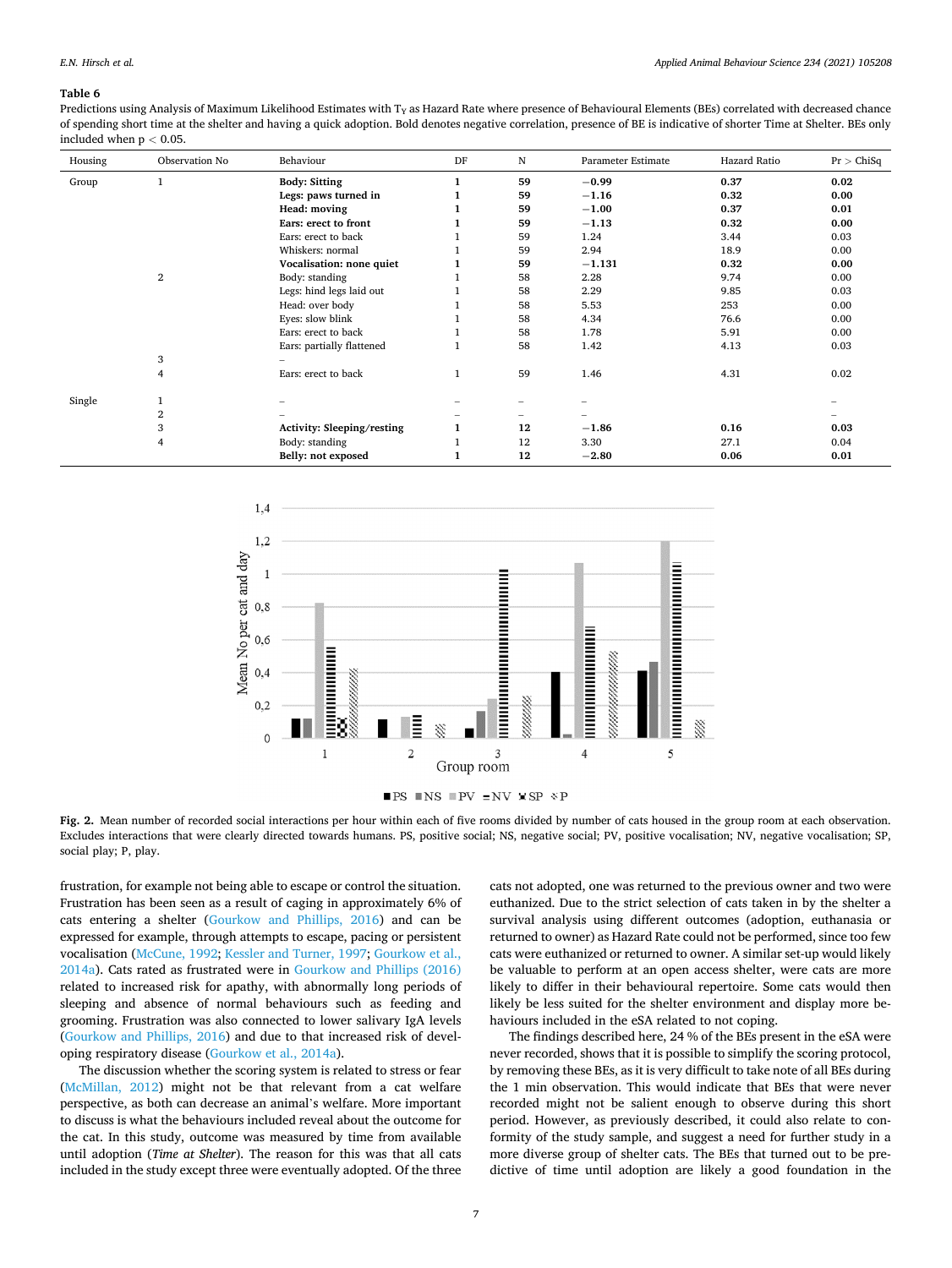**Table 6**
Predictions using Analysis of Maximum Likelihood Estimates with $T_Y$ as Hazard Rate where presence of Behavioural Elements (BEs) correlated with decreased chance of spending short time at the shelter and having a quick adoption. Bold denotes negative correlation, presence of BE is indicative of shorter Time at Shelter. BEs only included when $p < 0.05$.

| Housing | Observation No | Behaviour | DF | N | Parameter Estimate | Hazard Ratio | Pr > ChiSq |
|---|---|---|---|---|---|---|---|
| Group | 1 | **Body: Sitting** | **1** | **59** | **−0.99** | **0.37** | **0.02** |
| | | **Legs: paws turned in** | **1** | **59** | **−1.16** | **0.32** | **0.00** |
| | | **Head: moving** | **1** | **59** | **−1.00** | **0.37** | **0.01** |
| | | **Ears: erect to front** | **1** | **59** | **−1.13** | **0.32** | **0.00** |
| | | Ears: erect to back | 1 | 59 | 1.24 | 3.44 | 0.03 |
| | | Whiskers: normal | 1 | 59 | 2.94 | 18.9 | 0.00 |
| | | **Vocalisation: none quiet** | **1** | **59** | **−1.131** | **0.32** | **0.00** |
| | 2 | Body: standing | 1 | 58 | 2.28 | 9.74 | 0.00 |
| | | Legs: hind legs laid out | 1 | 58 | 2.29 | 9.85 | 0.03 |
| | | Head: over body | 1 | 58 | 5.53 | 253 | 0.00 |
| | | Eyes: slow blink | 1 | 58 | 4.34 | 76.6 | 0.00 |
| | | Ears: erect to back | 1 | 58 | 1.78 | 5.91 | 0.00 |
| | | Ears: partially flattened | 1 | 58 | 1.42 | 4.13 | 0.03 |
| | 3 | – | | | | | |
| | 4 | Ears: erect to back | 1 | 59 | 1.46 | 4.31 | 0.02 |
| Single | 1 | – | – | – | – | | – |
| | 2 | – | – | – | – | | – |
| | 3 | **Activity: Sleeping/resting** | **1** | **12** | **−1.86** | **0.16** | **0.03** |
| | 4 | Body: standing | 1 | 12 | 3.30 | 27.1 | 0.04 |
| | | **Belly: not exposed** | **1** | **12** | **−2.80** | **0.06** | **0.01** |

**Fig. 2.** Mean number of recorded social interactions per hour within each of five rooms divided by number of cats housed in the group room at each observation. Excludes interactions that were clearly directed towards humans. PS, positive social; NS, negative social; PV, positive vocalisation; NV, negative vocalisation; SP, social play; P, play.

frustration, for example not being able to escape or control the situation. Frustration has been seen as a result of caging in approximately 6% of cats entering a shelter (Gourkow and Phillips, 2016) and can be expressed for example, through attempts to escape, pacing or persistent vocalisation (McCune, 1992; Kessler and Turner, 1997; Gourkow et al., 2014a). Cats rated as frustrated were in Gourkow and Phillips (2016) related to increased risk for apathy, with abnormally long periods of sleeping and absence of normal behaviours such as feeding and grooming. Frustration was also connected to lower salivary IgA levels (Gourkow and Phillips, 2016) and due to that increased risk of developing respiratory disease (Gourkow et al., 2014a).

The discussion whether the scoring system is related to stress or fear (McMillan, 2012) might not be that relevant from a cat welfare perspective, as both can decrease an animal's welfare. More important to discuss is what the behaviours included reveal about the outcome for the cat. In this study, outcome was measured by time from available until adoption (*Time at Shelter*). The reason for this was that all cats included in the study except three were eventually adopted. Of the three cats not adopted, one was returned to the previous owner and two were euthanized. Due to the strict selection of cats taken in by the shelter a survival analysis using different outcomes (adoption, euthanasia or returned to owner) as Hazard Rate could not be performed, since too few cats were euthanized or returned to owner. A similar set-up would likely be valuable to perform at an open access shelter, were cats are more likely to differ in their behavioural repertoire. Some cats would then likely be less suited for the shelter environment and display more behaviours included in the eSA related to not coping.

The findings described here, 24 % of the BEs present in the eSA were never recorded, shows that it is possible to simplify the scoring protocol, by removing these BEs, as it is very difficult to take note of all BEs during the 1 min observation. This would indicate that BEs that were never recorded might not be salient enough to observe during this short period. However, as previously described, it could also relate to conformity of the study sample, and suggest a need for further study in a more diverse group of shelter cats. The BEs that turned out to be predictive of time until adoption are likely a good foundation in the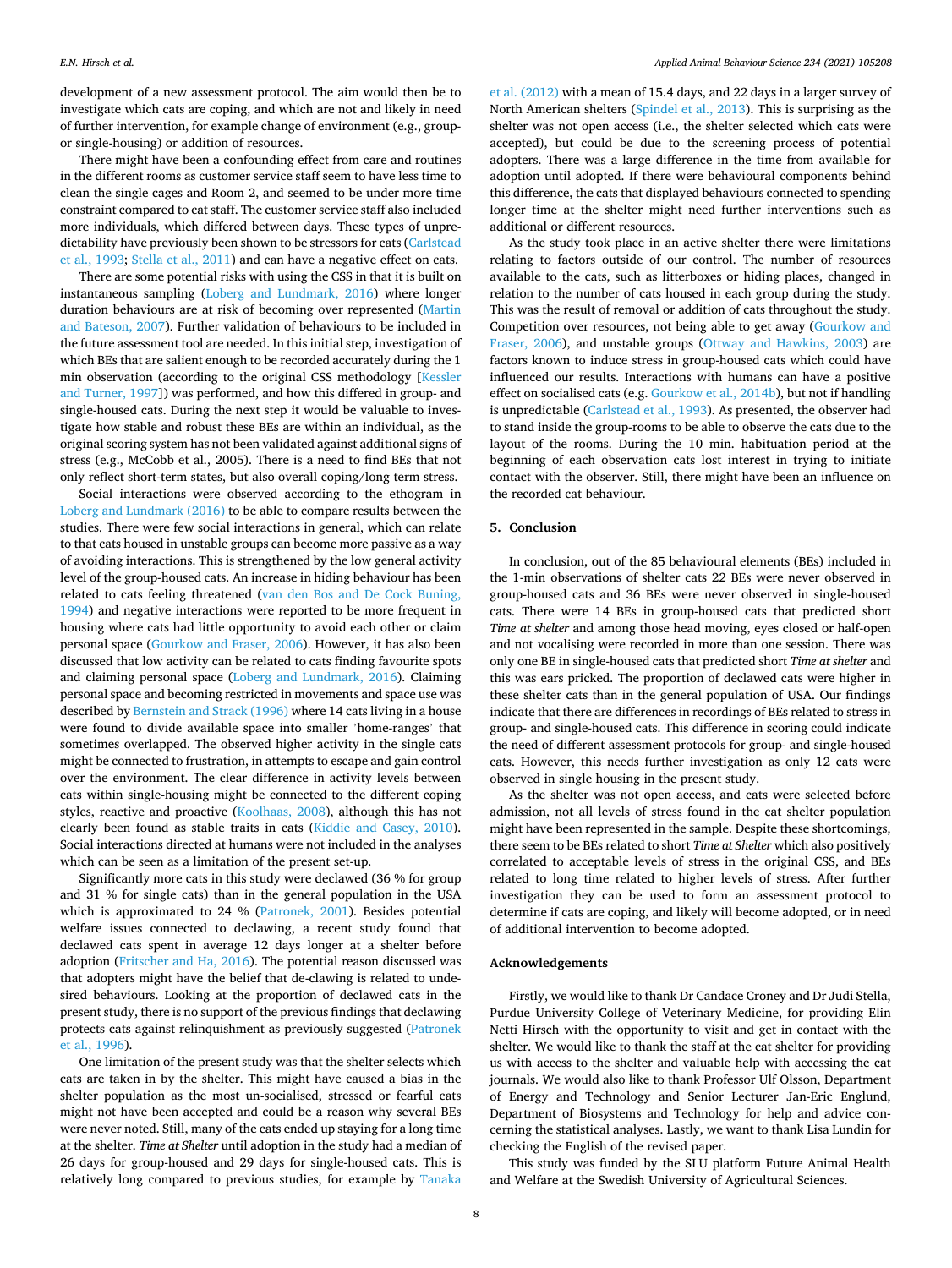development of a new assessment protocol. The aim would then be to investigate which cats are coping, and which are not and likely in need of further intervention, for example change of environment (e.g., group- or single-housing) or addition of resources.

There might have been a confounding effect from care and routines in the different rooms as customer service staff seem to have less time to clean the single cages and Room 2, and seemed to be under more time constraint compared to cat staff. The customer service staff also included more individuals, which differed between days. These types of unpredictability have previously been shown to be stressors for cats (Carlstead et al., 1993; Stella et al., 2011) and can have a negative effect on cats.

There are some potential risks with using the CSS in that it is built on instantaneous sampling (Loberg and Lundmark, 2016) where longer duration behaviours are at risk of becoming over represented (Martin and Bateson, 2007). Further validation of behaviours to be included in the future assessment tool are needed. In this initial step, investigation of which BEs that are salient enough to be recorded accurately during the 1 min observation (according to the original CSS methodology [Kessler and Turner, 1997]) was performed, and how this differed in group- and single-housed cats. During the next step it would be valuable to investigate how stable and robust these BEs are within an individual, as the original scoring system has not been validated against additional signs of stress (e.g., McCobb et al., 2005). There is a need to find BEs that not only reflect short-term states, but also overall coping/long term stress.

Social interactions were observed according to the ethogram in Loberg and Lundmark (2016) to be able to compare results between the studies. There were few social interactions in general, which can relate to that cats housed in unstable groups can become more passive as a way of avoiding interactions. This is strengthened by the low general activity level of the group-housed cats. An increase in hiding behaviour has been related to cats feeling threatened (van den Bos and De Cock Buning, 1994) and negative interactions were reported to be more frequent in housing where cats had little opportunity to avoid each other or claim personal space (Gourkow and Fraser, 2006). However, it has also been discussed that low activity can be related to cats finding favourite spots and claiming personal space (Loberg and Lundmark, 2016). Claiming personal space and becoming restricted in movements and space use was described by Bernstein and Strack (1996) where 14 cats living in a house were found to divide available space into smaller 'home-ranges' that sometimes overlapped. The observed higher activity in the single cats might be connected to frustration, in attempts to escape and gain control over the environment. The clear difference in activity levels between cats within single-housing might be connected to the different coping styles, reactive and proactive (Koolhaas, 2008), although this has not clearly been found as stable traits in cats (Kiddie and Casey, 2010). Social interactions directed at humans were not included in the analyses which can be seen as a limitation of the present set-up.

Significantly more cats in this study were declawed (36 % for group and 31 % for single cats) than in the general population in the USA which is approximated to 24 % (Patronek, 2001). Besides potential welfare issues connected to declawing, a recent study found that declawed cats spent in average 12 days longer at a shelter before adoption (Fritscher and Ha, 2016). The potential reason discussed was that adopters might have the belief that de-clawing is related to undesired behaviours. Looking at the proportion of declawed cats in the present study, there is no support of the previous findings that declawing protects cats against relinquishment as previously suggested (Patronek et al., 1996).

One limitation of the present study was that the shelter selects which cats are taken in by the shelter. This might have caused a bias in the shelter population as the most un-socialised, stressed or fearful cats might not have been accepted and could be a reason why several BEs were never noted. Still, many of the cats ended up staying for a long time at the shelter. *Time at Shelter* until adoption in the study had a median of 26 days for group-housed and 29 days for single-housed cats. This is relatively long compared to previous studies, for example by Tanaka et al. (2012) with a mean of 15.4 days, and 22 days in a larger survey of North American shelters (Spindel et al., 2013). This is surprising as the shelter was not open access (i.e., the shelter selected which cats were accepted), but could be due to the screening process of potential adopters. There was a large difference in the time from available for adoption until adopted. If there were behavioural components behind this difference, the cats that displayed behaviours connected to spending longer time at the shelter might need further interventions such as additional or different resources.

As the study took place in an active shelter there were limitations relating to factors outside of our control. The number of resources available to the cats, such as litterboxes or hiding places, changed in relation to the number of cats housed in each group during the study. This was the result of removal or addition of cats throughout the study. Competition over resources, not being able to get away (Gourkow and Fraser, 2006), and unstable groups (Ottway and Hawkins, 2003) are factors known to induce stress in group-housed cats which could have influenced our results. Interactions with humans can have a positive effect on socialised cats (e.g. Gourkow et al., 2014b), but not if handling is unpredictable (Carlstead et al., 1993). As presented, the observer had to stand inside the group-rooms to be able to observe the cats due to the layout of the rooms. During the 10 min. habituation period at the beginning of each observation cats lost interest in trying to initiate contact with the observer. Still, there might have been an influence on the recorded cat behaviour.

## 5. Conclusion

In conclusion, out of the 85 behavioural elements (BEs) included in the 1-min observations of shelter cats 22 BEs were never observed in group-housed cats and 36 BEs were never observed in single-housed cats. There were 14 BEs in group-housed cats that predicted short *Time at shelter* and among those head moving, eyes closed or half-open and not vocalising were recorded in more than one session. There was only one BE in single-housed cats that predicted short *Time at shelter* and this was ears pricked. The proportion of declawed cats were higher in these shelter cats than in the general population of USA. Our findings indicate that there are differences in recordings of BEs related to stress in group- and single-housed cats. This difference in scoring could indicate the need of different assessment protocols for group- and single-housed cats. However, this needs further investigation as only 12 cats were observed in single housing in the present study.

As the shelter was not open access, and cats were selected before admission, not all levels of stress found in the cat shelter population might have been represented in the sample. Despite these shortcomings, there seem to be BEs related to short *Time at Shelter* which also positively correlated to acceptable levels of stress in the original CSS, and BEs related to long time related to higher levels of stress. After further investigation they can be used to form an assessment protocol to determine if cats are coping, and likely will become adopted, or in need of additional intervention to become adopted.

## Acknowledgements

Firstly, we would like to thank Dr Candace Croney and Dr Judi Stella, Purdue University College of Veterinary Medicine, for providing Elin Netti Hirsch with the opportunity to visit and get in contact with the shelter. We would like to thank the staff at the cat shelter for providing us with access to the shelter and valuable help with accessing the cat journals. We would also like to thank Professor Ulf Olsson, Department of Energy and Technology and Senior Lecturer Jan-Eric Englund, Department of Biosystems and Technology for help and advice concerning the statistical analyses. Lastly, we want to thank Lisa Lundin for checking the English of the revised paper.

This study was funded by the SLU platform Future Animal Health and Welfare at the Swedish University of Agricultural Sciences.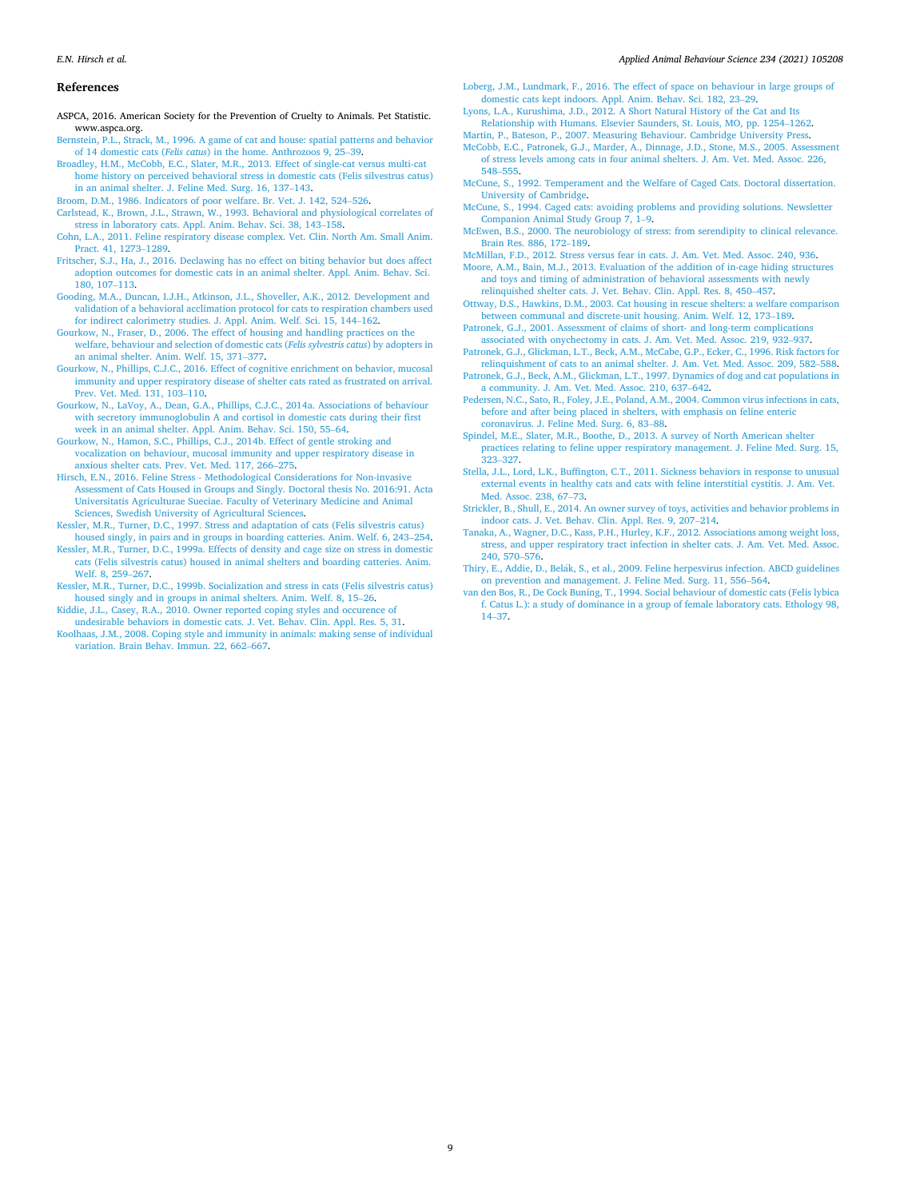## References

ASPCA, 2016. American Society for the Prevention of Cruelty to Animals. Pet Statistic. www.aspca.org.

Bernstein, P.L., Strack, M., 1996. A game of cat and house: spatial patterns and behavior of 14 domestic cats (*Felis catus*) in the home. Anthrozoos 9, 25–39.

Broadley, H.M., McCobb, E.C., Slater, M.R., 2013. Effect of single-cat versus multi-cat home history on perceived behavioral stress in domestic cats (Felis silvestrus catus) in an animal shelter. J. Feline Med. Surg. 16, 137–143.

Broom, D.M., 1986. Indicators of poor welfare. Br. Vet. J. 142, 524–526.

Carlstead, K., Brown, J.L., Strawn, W., 1993. Behavioral and physiological correlates of stress in laboratory cats. Appl. Anim. Behav. Sci. 38, 143–158.

Cohn, L.A., 2011. Feline respiratory disease complex. Vet. Clin. North Am. Small Anim. Pract. 41, 1273–1289.

Fritscher, S.J., Ha, J., 2016. Declawing has no effect on biting behavior but does affect adoption outcomes for domestic cats in an animal shelter. Appl. Anim. Behav. Sci. 180, 107–113.

Gooding, M.A., Duncan, I.J.H., Atkinson, J.L., Shoveller, A.K., 2012. Development and validation of a behavioral acclimation protocol for cats to respiration chambers used for indirect calorimetry studies. J. Appl. Anim. Welf. Sci. 15, 144–162.

Gourkow, N., Fraser, D., 2006. The effect of housing and handling practices on the welfare, behaviour and selection of domestic cats (*Felis sylvestris catus*) by adopters in an animal shelter. Anim. Welf. 15, 371–377.

Gourkow, N., Phillips, C.J.C., 2016. Effect of cognitive enrichment on behavior, mucosal immunity and upper respiratory disease of shelter cats rated as frustrated on arrival. Prev. Vet. Med. 131, 103–110.

Gourkow, N., LaVoy, A., Dean, G.A., Phillips, C.J.C., 2014a. Associations of behaviour with secretory immunoglobulin A and cortisol in domestic cats during their first week in an animal shelter. Appl. Anim. Behav. Sci. 150, 55–64.

Gourkow, N., Hamon, S.C., Phillips, C.J., 2014b. Effect of gentle stroking and vocalization on behaviour, mucosal immunity and upper respiratory disease in anxious shelter cats. Prev. Vet. Med. 117, 266–275.

Hirsch, E.N., 2016. Feline Stress - Methodological Considerations for Non-invasive Assessment of Cats Housed in Groups and Singly. Doctoral thesis No. 2016:91. Acta Universitatis Agriculturae Sueciae. Faculty of Veterinary Medicine and Animal Sciences, Swedish University of Agricultural Sciences.

Kessler, M.R., Turner, D.C., 1997. Stress and adaptation of cats (Felis silvestris catus) housed singly, in pairs and in groups in boarding catteries. Anim. Welf. 6, 243–254.

Kessler, M.R., Turner, D.C., 1999a. Effects of density and cage size on stress in domestic cats (Felis silvestris catus) housed in animal shelters and boarding catteries. Anim. Welf. 8, 259–267.

Kessler, M.R., Turner, D.C., 1999b. Socialization and stress in cats (Felis silvestris catus) housed singly and in groups in animal shelters. Anim. Welf. 8, 15–26.

Kiddie, J.L., Casey, R.A., 2010. Owner reported coping styles and occurence of undesirable behaviors in domestic cats. J. Vet. Behav. Clin. Appl. Res. 5, 31.

Koolhaas, J.M., 2008. Coping style and immunity in animals: making sense of individual variation. Brain Behav. Immun. 22, 662–667.

Loberg, J.M., Lundmark, F., 2016. The effect of space on behaviour in large groups of domestic cats kept indoors. Appl. Anim. Behav. Sci. 182, 23–29.

Lyons, L.A., Kurushima, J.D., 2012. A Short Natural History of the Cat and Its Relationship with Humans. Elsevier Saunders, St. Louis, MO, pp. 1254–1262.

Martin, P., Bateson, P., 2007. Measuring Behaviour. Cambridge University Press.

McCobb, E.C., Patronek, G.J., Marder, A., Dinnage, J.D., Stone, M.S., 2005. Assessment of stress levels among cats in four animal shelters. J. Am. Vet. Med. Assoc. 226, 548–555.

McCune, S., 1992. Temperament and the Welfare of Caged Cats. Doctoral dissertation. University of Cambridge.

McCune, S., 1994. Caged cats: avoiding problems and providing solutions. Newsletter Companion Animal Study Group 7, 1–9.

McEwen, B.S., 2000. The neurobiology of stress: from serendipity to clinical relevance. Brain Res. 886, 172–189.

McMillan, F.D., 2012. Stress versus fear in cats. J. Am. Vet. Med. Assoc. 240, 936.

Moore, A.M., Bain, M.J., 2013. Evaluation of the addition of in-cage hiding structures and toys and timing of administration of behavioral assessments with newly relinquished shelter cats. J. Vet. Behav. Clin. Appl. Res. 8, 450–457.

Ottway, D.S., Hawkins, D.M., 2003. Cat housing in rescue shelters: a welfare comparison between communal and discrete-unit housing. Anim. Welf. 12, 173–189.

Patronek, G.J., 2001. Assessment of claims of short- and long-term complications associated with onychectomy in cats. J. Am. Vet. Med. Assoc. 219, 932–937.

Patronek, G.J., Glickman, L.T., Beck, A.M., McCabe, G.P., Ecker, C., 1996. Risk factors for relinquishment of cats to an animal shelter. J. Am. Vet. Med. Assoc. 209, 582–588.

Patronek, G.J., Beck, A.M., Glickman, L.T., 1997. Dynamics of dog and cat populations in a community. J. Am. Vet. Med. Assoc. 210, 637–642.

Pedersen, N.C., Sato, R., Foley, J.E., Poland, A.M., 2004. Common virus infections in cats, before and after being placed in shelters, with emphasis on feline enteric coronavirus. J. Feline Med. Surg. 6, 83–88.

Spindel, M.E., Slater, M.R., Boothe, D., 2013. A survey of North American shelter practices relating to feline upper respiratory management. J. Feline Med. Surg. 15, 323–327.

Stella, J.L., Lord, L.K., Buffington, C.T., 2011. Sickness behaviors in response to unusual external events in healthy cats and cats with feline interstitial cystitis. J. Am. Vet. Med. Assoc. 238, 67–73.

Strickler, B., Shull, E., 2014. An owner survey of toys, activities and behavior problems in indoor cats. J. Vet. Behav. Clin. Appl. Res. 9, 207–214.

Tanaka, A., Wagner, D.C., Kass, P.H., Hurley, K.F., 2012. Associations among weight loss, stress, and upper respiratory tract infection in shelter cats. J. Am. Vet. Med. Assoc. 240, 570–576.

Thiry, E., Addie, D., Belák, S., et al., 2009. Feline herpesvirus infection. ABCD guidelines on prevention and management. J. Feline Med. Surg. 11, 556–564.

van den Bos, R., De Cock Buning, T., 1994. Social behaviour of domestic cats (Felis lybica f. Catus L.): a study of dominance in a group of female laboratory cats. Ethology 98, 14–37.